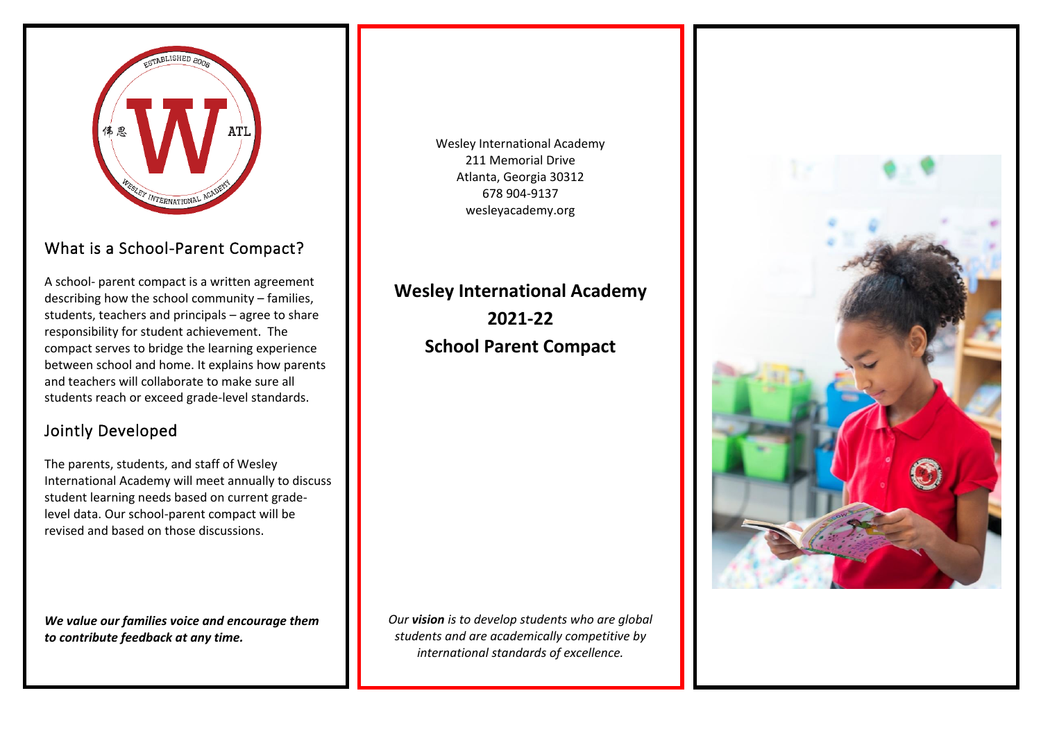## What is a School-Parent Compact?

A school- parent compact is a written agreement describing how the school community – families, students, teachers and principals – agree to share responsibility for student achievement. The compact serves to bridge the learning experience between school and home. It explains how parents and teachers will collaborate to make sure all students reach or exceed grade-level standards.

## Jointly Developed

The parents, students, and staff of Wesley International Academy will meet annually to discuss student learning needs based on current grade-level data. Our school-parent compact will be revised and based on those discussions.

***We value our families voice and encourage them to contribute feedback at any time.***

Wesley International Academy
211 Memorial Drive
Atlanta, Georgia 30312
678 904-9137
wesleyacademy.org

# Wesley International Academy 2021-22 School Parent Compact

*Our **vision** is to develop students who are global students and are academically competitive by international standards of excellence.*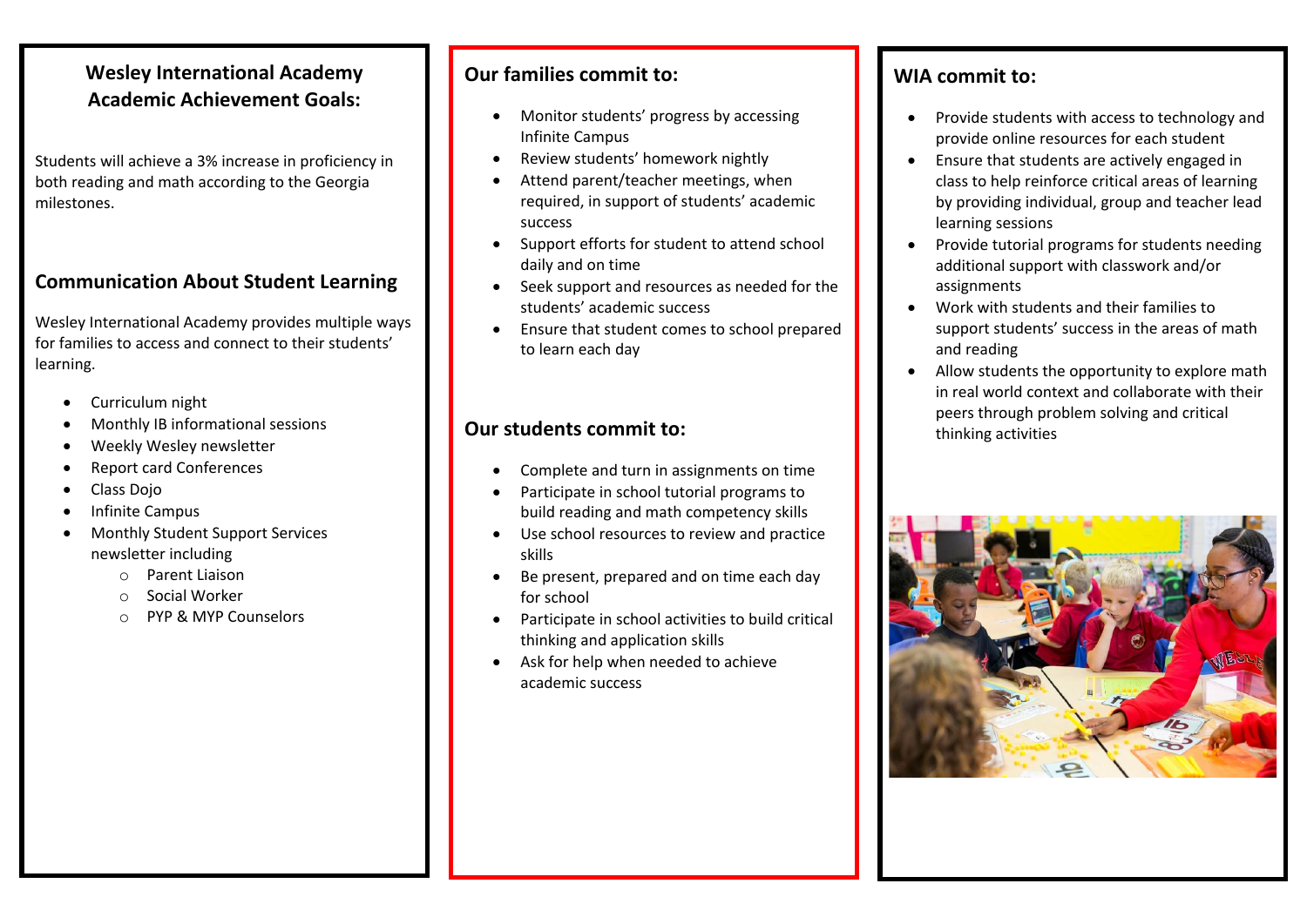## Wesley International Academy Academic Achievement Goals:

Students will achieve a 3% increase in proficiency in both reading and math according to the Georgia milestones.

## Communication About Student Learning

Wesley International Academy provides multiple ways for families to access and connect to their students' learning.

- Curriculum night
- Monthly IB informational sessions
- Weekly Wesley newsletter
- Report card Conferences
- Class Dojo
- Infinite Campus
- Monthly Student Support Services newsletter including
  - Parent Liaison
  - Social Worker
  - PYP & MYP Counselors

## Our families commit to:

- Monitor students' progress by accessing Infinite Campus
- Review students' homework nightly
- Attend parent/teacher meetings, when required, in support of students' academic success
- Support efforts for student to attend school daily and on time
- Seek support and resources as needed for the students' academic success
- Ensure that student comes to school prepared to learn each day

## Our students commit to:

- Complete and turn in assignments on time
- Participate in school tutorial programs to build reading and math competency skills
- Use school resources to review and practice skills
- Be present, prepared and on time each day for school
- Participate in school activities to build critical thinking and application skills
- Ask for help when needed to achieve academic success

## WIA commit to:

- Provide students with access to technology and provide online resources for each student
- Ensure that students are actively engaged in class to help reinforce critical areas of learning by providing individual, group and teacher lead learning sessions
- Provide tutorial programs for students needing additional support with classwork and/or assignments
- Work with students and their families to support students' success in the areas of math and reading
- Allow students the opportunity to explore math in real world context and collaborate with their peers through problem solving and critical thinking activities